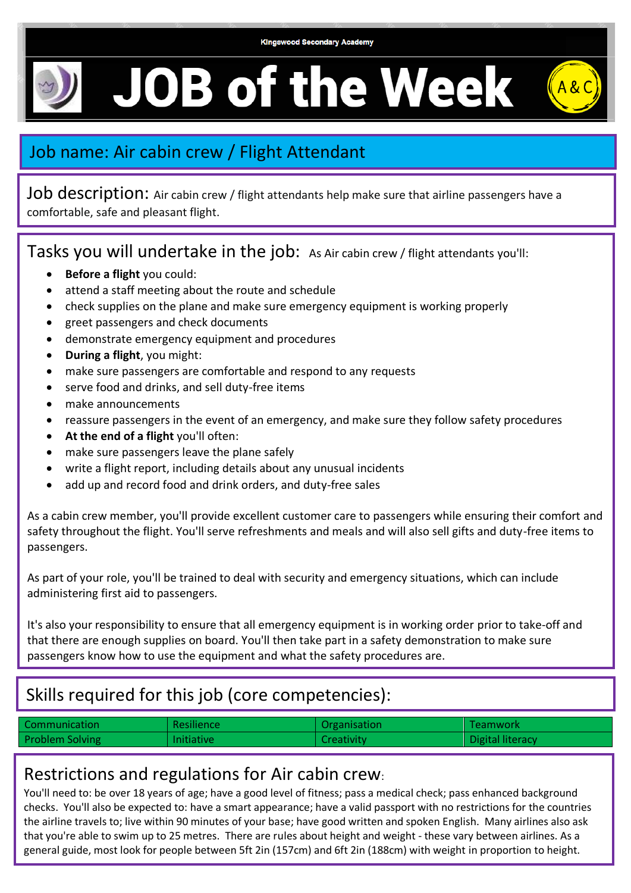Kingswood Secondary Academy

# JOB of the Week

A&C

## Job name: Air cabin crew / Flight Attendant

**Job description:** Air cabin crew / flight attendants help make sure that airline passengers have a comfortable, safe and pleasant flight.

## Tasks you will undertake in the job:

As Air cabin crew / flight attendants you'll:

- **Before a flight** you could:
- attend a staff meeting about the route and schedule
- check supplies on the plane and make sure emergency equipment is working properly
- greet passengers and check documents
- demonstrate emergency equipment and procedures
- **During a flight**, you might:
- make sure passengers are comfortable and respond to any requests
- serve food and drinks, and sell duty-free items
- make announcements
- reassure passengers in the event of an emergency, and make sure they follow safety procedures
- **At the end of a flight** you'll often:
- make sure passengers leave the plane safely
- write a flight report, including details about any unusual incidents
- add up and record food and drink orders, and duty-free sales

As a cabin crew member, you'll provide excellent customer care to passengers while ensuring their comfort and safety throughout the flight. You'll serve refreshments and meals and will also sell gifts and duty-free items to passengers.

As part of your role, you'll be trained to deal with security and emergency situations, which can include administering first aid to passengers.

It's also your responsibility to ensure that all emergency equipment is in working order prior to take-off and that there are enough supplies on board. You'll then take part in a safety demonstration to make sure passengers know how to use the equipment and what the safety procedures are.

## Skills required for this job (core competencies):

| Communication | Resilience | Organisation | Teamwork |
|---|---|---|---|
| Problem Solving | Initiative | Creativity | Digital literacy |

## Restrictions and regulations for Air cabin crew:

You'll need to: be over 18 years of age; have a good level of fitness; pass a medical check; pass enhanced background checks. You'll also be expected to: have a smart appearance; have a valid passport with no restrictions for the countries the airline travels to; live within 90 minutes of your base; have good written and spoken English. Many airlines also ask that you're able to swim up to 25 metres. There are rules about height and weight - these vary between airlines. As a general guide, most look for people between 5ft 2in (157cm) and 6ft 2in (188cm) with weight in proportion to height.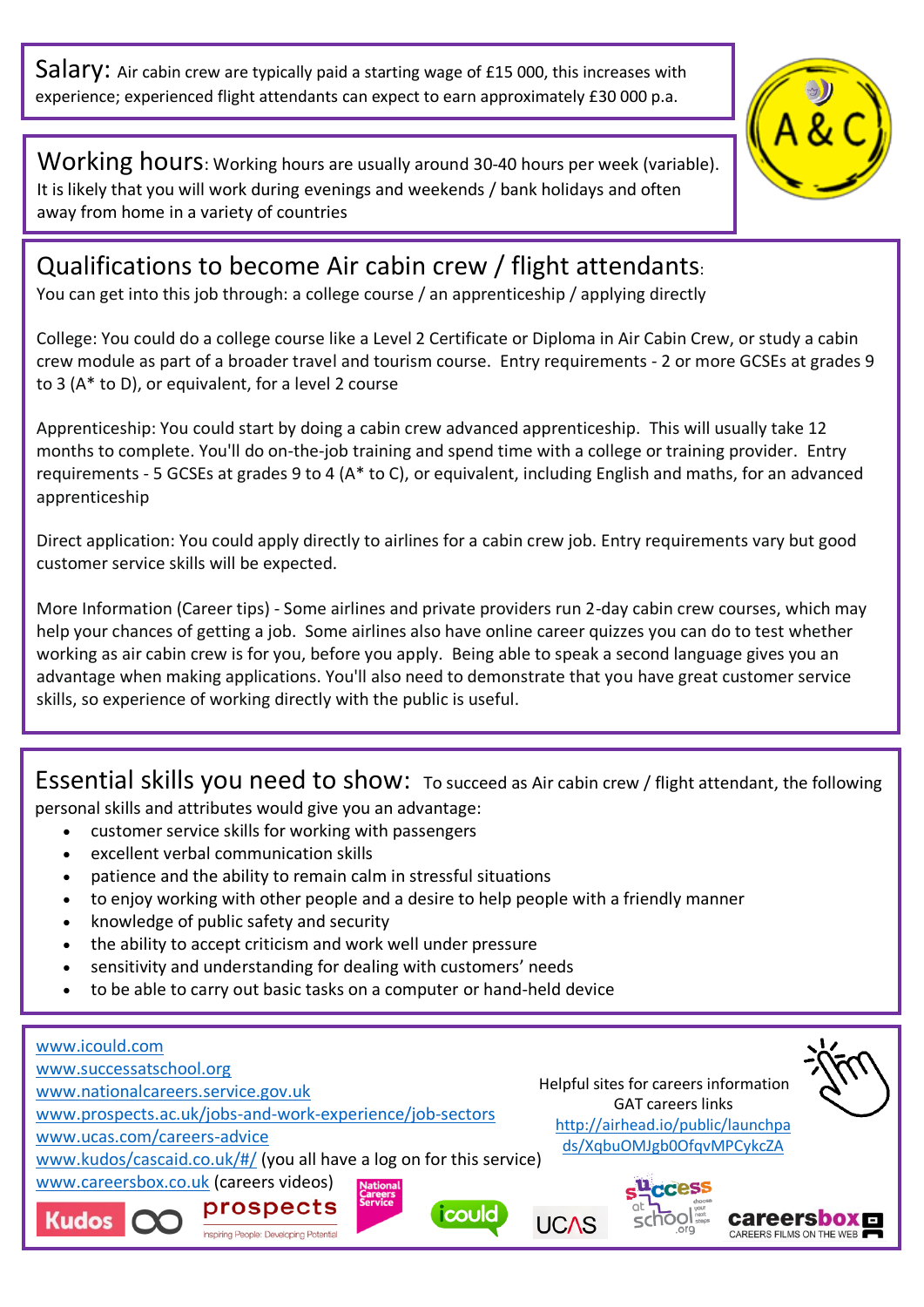**Salary:** Air cabin crew are typically paid a starting wage of £15 000, this increases with experience; experienced flight attendants can expect to earn approximately £30 000 p.a.

**Working hours:** Working hours are usually around 30-40 hours per week (variable). It is likely that you will work during evenings and weekends / bank holidays and often away from home in a variety of countries

## Qualifications to become Air cabin crew / flight attendants:

You can get into this job through: a college course / an apprenticeship / applying directly

College: You could do a college course like a Level 2 Certificate or Diploma in Air Cabin Crew, or study a cabin crew module as part of a broader travel and tourism course. Entry requirements - 2 or more GCSEs at grades 9 to 3 (A* to D), or equivalent, for a level 2 course

Apprenticeship: You could start by doing a cabin crew advanced apprenticeship. This will usually take 12 months to complete. You'll do on-the-job training and spend time with a college or training provider. Entry requirements - 5 GCSEs at grades 9 to 4 (A* to C), or equivalent, including English and maths, for an advanced apprenticeship

Direct application: You could apply directly to airlines for a cabin crew job. Entry requirements vary but good customer service skills will be expected.

More Information (Career tips) - Some airlines and private providers run 2-day cabin crew courses, which may help your chances of getting a job. Some airlines also have online career quizzes you can do to test whether working as air cabin crew is for you, before you apply. Being able to speak a second language gives you an advantage when making applications. You'll also need to demonstrate that you have great customer service skills, so experience of working directly with the public is useful.

## Essential skills you need to show:

To succeed as Air cabin crew / flight attendant, the following personal skills and attributes would give you an advantage:

- customer service skills for working with passengers
- excellent verbal communication skills
- patience and the ability to remain calm in stressful situations
- to enjoy working with other people and a desire to help people with a friendly manner
- knowledge of public safety and security
- the ability to accept criticism and work well under pressure
- sensitivity and understanding for dealing with customers' needs
- to be able to carry out basic tasks on a computer or hand-held device

www.icould.com
www.successatschool.org
www.nationalcareers.service.gov.uk
www.prospects.ac.uk/jobs-and-work-experience/job-sectors
www.ucas.com/careers-advice
www.kudos/cascaid.co.uk/#/ (you all have a log on for this service)
www.careersbox.co.uk (careers videos)

Helpful sites for careers information
GAT careers links
http://airhead.io/public/launchpads/XqbuOMJgb0OfqvMPCykZA